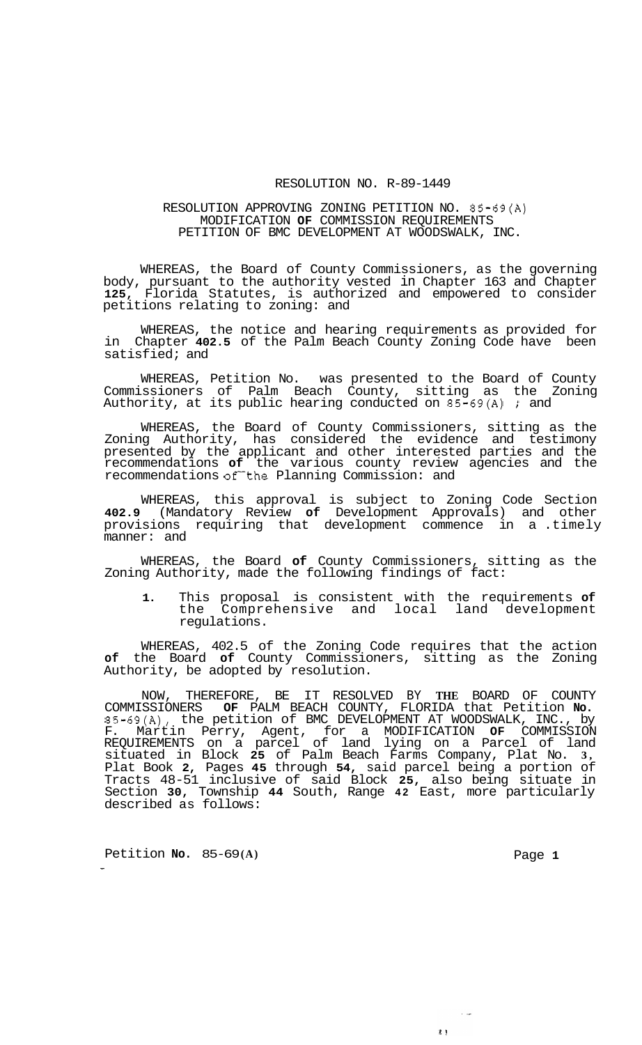RESOLUTION NO. R-89-1449

RESOLUTION APPROVING ZONING PETITION NO. 85-69(A)
MODIFICATION **OF** COMMISSION REQUIREMENTS
PETITION OF BMC DEVELOPMENT AT WOODSWALK, INC.

WHEREAS, the Board of County Commissioners, as the governing body, pursuant to the authority vested in Chapter 163 and Chapter **125**, Florida Statutes, is authorized and empowered to consider petitions relating to zoning: and

WHEREAS, the notice and hearing requirements as provided for in Chapter **402.5** of the Palm Beach County Zoning Code have been satisfied; and

WHEREAS, Petition No. was presented to the Board of County Commissioners of Palm Beach County, sitting as the Zoning Authority, at its public hearing conducted on 85-69(A) ; and

WHEREAS, the Board of County Commissioners, sitting as the Zoning Authority, has considered the evidence and testimony presented by the applicant and other interested parties and the recommendations **of** the various county review agencies and the recommendations of the Planning Commission: and

WHEREAS, this approval is subject to Zoning Code Section **402.9** (Mandatory Review **of** Development Approvals) and other provisions requiring that development commence in a .timely manner: and

WHEREAS, the Board **of** County Commissioners, sitting as the Zoning Authority, made the following findings of fact:

**1.** This proposal is consistent with the requirements **of** the Comprehensive and local land development regulations.

WHEREAS, 402.5 of the Zoning Code requires that the action **of** the Board **of** County Commissioners, sitting as the Zoning Authority, be adopted by resolution.

NOW, THEREFORE, BE IT RESOLVED BY **THE** BOARD OF COUNTY COMMISSIONERS **OF** PALM BEACH COUNTY, FLORIDA that Petition **No.** 85-69(A), the petition of BMC DEVELOPMENT AT WOODSWALK, INC., by F. Martin Perry, Agent, for a MODIFICATION **OF** COMMISSION REQUIREMENTS on a parcel of land lying on a Parcel of land situated in Block **25** of Palm Beach Farms Company, Plat No. **3**, Plat Book **2**, Pages **45** through **54**, said parcel being a portion of Tracts 48-51 inclusive of said Block **25**, also being situate in Section **30**, Township **44** South, Range **42** East, more particularly described as follows:

Petition **No.** 85-69(A)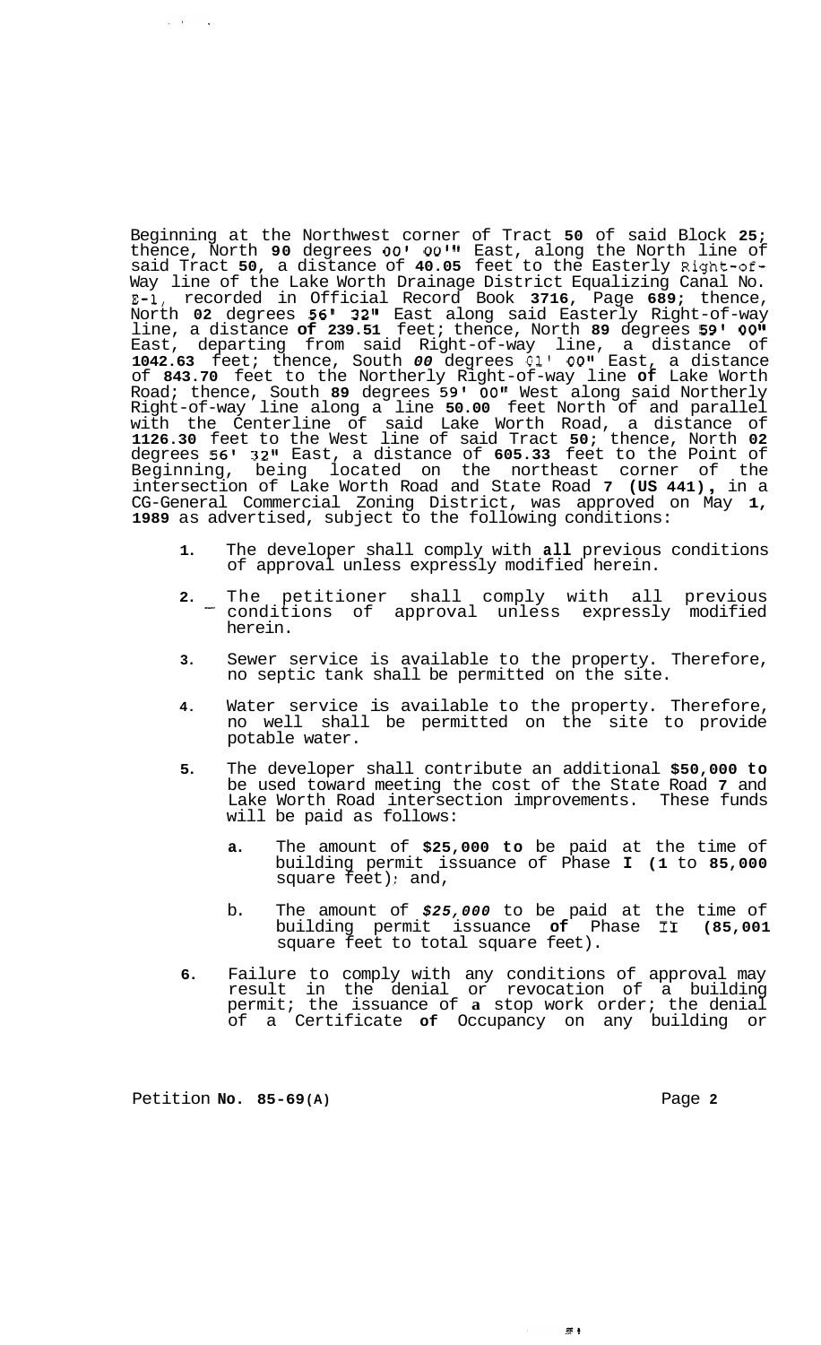Beginning at the Northwest corner of Tract **50** of said Block **25**; thence, North **90** degrees 00' 00" East, along the North line of said Tract **50**, a distance of **40.05** feet to the Easterly Right-of-Way line of the Lake Worth Drainage District Equalizing Canal No. E-1, recorded in Official Record Book **3716**, Page **689**; thence, North **02** degrees 56' 32" East along said Easterly Right-of-way line, a distance **of 239.51** feet; thence, North **89** degrees 59' 00" East, departing from said Right-of-way line, a distance of **1042.63** feet; thence, South *00* degrees 01' 00" East, a distance of **843.70** feet to the Northerly Right-of-way line **of** Lake Worth Road; thence, South **89** degrees 59' 00" West along said Northerly Right-of-way line along a line **50.00** feet North of and parallel with the Centerline of said Lake Worth Road, a distance of **1126.30** feet to the West line of said Tract **50**; thence, North **02** degrees 56' 32" East, a distance of **605.33** feet to the Point of Beginning, being located on the northeast corner of the intersection of Lake Worth Road and State Road **7 (US 441)**, in a CG-General Commercial Zoning District, was approved on May **1, 1989** as advertised, subject to the following conditions:

1. The developer shall comply with **all** previous conditions of approval unless expressly modified herein.

2. The petitioner shall comply with all previous conditions of approval unless expressly modified herein.

3. Sewer service is available to the property. Therefore, no septic tank shall be permitted on the site.

4. Water service is available to the property. Therefore, no well shall be permitted on the site to provide potable water.

5. The developer shall contribute an additional **$50,000 to** be used toward meeting the cost of the State Road **7** and Lake Worth Road intersection improvements. These funds will be paid as follows:

   a. The amount of **$25,000 to** be paid at the time of building permit issuance of Phase **I (1** to **85,000** square feet); and,

   b. The amount of ***$25,000*** to be paid at the time of building permit issuance **of** Phase **II (85,001** square feet to total square feet).

6. Failure to comply with any conditions of approval may result in the denial or revocation of a building permit; the issuance of **a** stop work order; the denial of a Certificate **of** Occupancy on any building or

Petition **No. 85-69(A)**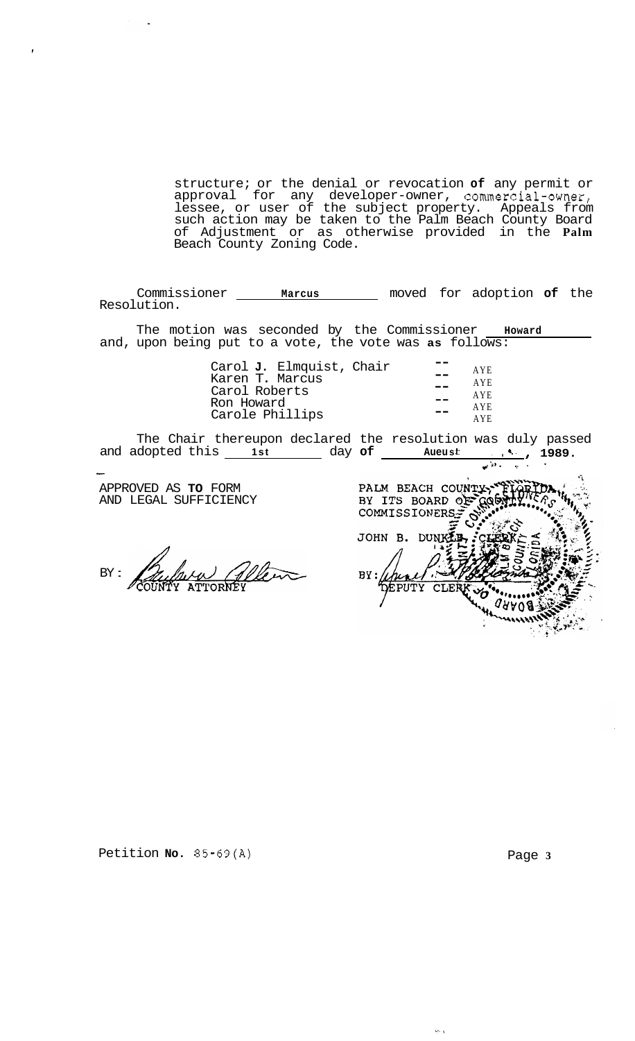structure; or the denial or revocation of any permit or approval for any developer-owner, commercial-owner, lessee, or user of the subject property. Appeals from such action may be taken to the Palm Beach County Board of Adjustment or as otherwise provided in the Palm Beach County Zoning Code.

Commissioner Marcus moved for adoption of the Resolution.

The motion was seconded by the Commissioner Howard and, upon being put to a vote, the vote was as follows:

| | | |
|---|---|---|
| Carol J. Elmquist, Chair | -- | AYE |
| Karen T. Marcus | -- | AYE |
| Carol Roberts | -- | AYE |
| Ron Howard | -- | AYE |
| Carole Phillips | -- | AYE |

The Chair thereupon declared the resolution was duly passed and adopted this 1st day of August, 1989.

APPROVED AS TO FORM
AND LEGAL SUFFICIENCY

BY: COUNTY ATTORNEY

PALM BEACH COUNTY, FLORIDA,
BY ITS BOARD OF COUNTY
COMMISSIONERS

JOHN B. DUNKLE, CLERK

BY: DEPUTY CLERK

Petition No. 85-69(A)